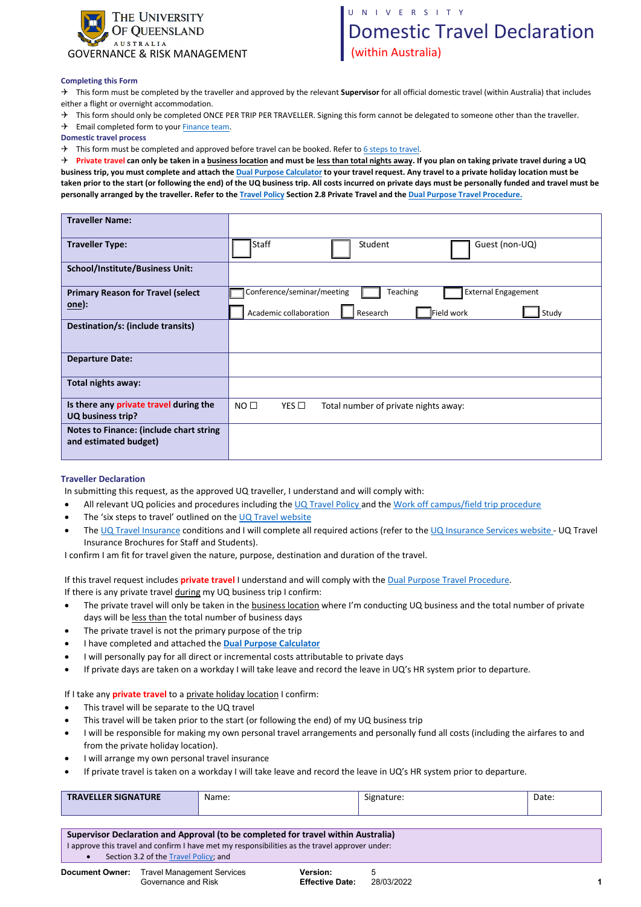THE UNIVERSITY OF QUEENSLAND AUSTRALIA
GOVERNANCE & RISK MANAGEMENT

UNIVERSITY

# Domestic Travel Declaration

(within Australia)

### Completing this Form

✈ This form must be completed by the traveller and approved by the relevant **Supervisor** for all official domestic travel (within Australia) that includes either a flight or overnight accommodation.

✈ This form should only be completed ONCE PER TRIP PER TRAVELLER. Signing this form cannot be delegated to someone other than the traveller.

✈ Email completed form to your Finance team.

### Domestic travel process

✈ This form must be completed and approved before travel can be booked. Refer to 6 steps to travel.

✈ **Private travel can only be taken in a business location and must be less than total nights away. If you plan on taking private travel during a UQ business trip, you must complete and attach the Dual Purpose Calculator to your travel request. Any travel to a private holiday location must be taken prior to the start (or following the end) of the UQ business trip. All costs incurred on private days must be personally funded and travel must be personally arranged by the traveller. Refer to the Travel Policy Section 2.8 Private Travel and the Dual Purpose Travel Procedure.**

| | |
|---|---|
| **Traveller Name:** | |
| **Traveller Type:** | ☐ Staff ☐ Student ☐ Guest (non-UQ) |
| **School/Institute/Business Unit:** | |
| **Primary Reason for Travel (select one):** | ☐ Conference/seminar/meeting ☐ Teaching ☐ External Engagement ☐ Academic collaboration ☐ Research ☐ Field work ☐ Study |
| **Destination/s: (include transits)** | |
| **Departure Date:** | |
| **Total nights away:** | |
| **Is there any private travel during the UQ business trip?** | NO ☐ YES ☐ Total number of private nights away: |
| **Notes to Finance: (include chart string and estimated budget)** | |

### Traveller Declaration

In submitting this request, as the approved UQ traveller, I understand and will comply with:

- All relevant UQ policies and procedures including the UQ Travel Policy and the Work off campus/field trip procedure
- The 'six steps to travel' outlined on the UQ Travel website
- The UQ Travel Insurance conditions and I will complete all required actions (refer to the UQ Insurance Services website - UQ Travel Insurance Brochures for Staff and Students).

I confirm I am fit for travel given the nature, purpose, destination and duration of the travel.

If this travel request includes **private travel** I understand and will comply with the Dual Purpose Travel Procedure.

If there is any private travel during my UQ business trip I confirm:

- The private travel will only be taken in the business location where I'm conducting UQ business and the total number of private days will be less than the total number of business days
- The private travel is not the primary purpose of the trip
- I have completed and attached the **Dual Purpose Calculator**
- I will personally pay for all direct or incremental costs attributable to private days
- If private days are taken on a workday I will take leave and record the leave in UQ's HR system prior to departure.

If I take any **private travel** to a private holiday location I confirm:

- This travel will be separate to the UQ travel
- This travel will be taken prior to the start (or following the end) of my UQ business trip
- I will be responsible for making my own personal travel arrangements and personally fund all costs (including the airfares to and from the private holiday location).
- I will arrange my own personal travel insurance
- If private travel is taken on a workday I will take leave and record the leave in UQ's HR system prior to departure.

| **TRAVELLER SIGNATURE** | Name: | Signature: | Date: |
|---|---|---|---|

**Supervisor Declaration and Approval (to be completed for travel within Australia)**

I approve this travel and confirm I have met my responsibilities as the travel approver under:

- Section 3.2 of the Travel Policy; and

| | | | |
|---|---|---|---|
| **Document Owner:** | Travel Management Services Governance and Risk | **Version:** **Effective Date:** | 5 28/03/2022 |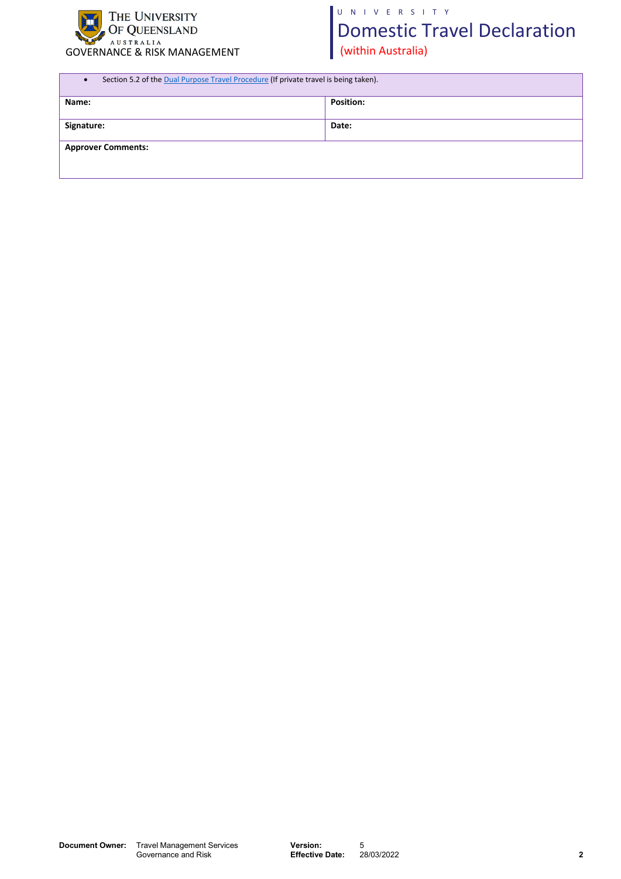- Section 5.2 of the Dual Purpose Travel Procedure (If private travel is being taken).

| | |
|---|---|
| **Name:** | **Position:** |
| **Signature:** | **Date:** |
| **Approver Comments:** | |